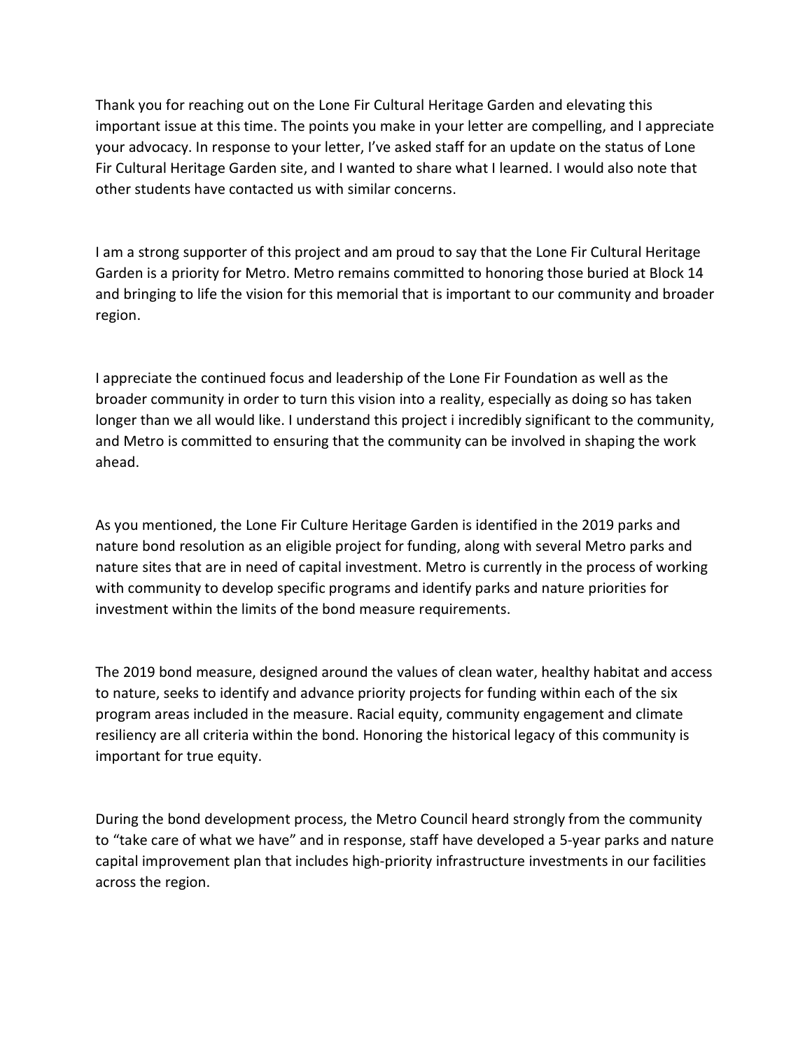Thank you for reaching out on the Lone Fir Cultural Heritage Garden and elevating this important issue at this time. The points you make in your letter are compelling, and I appreciate your advocacy. In response to your letter, I've asked staff for an update on the status of Lone Fir Cultural Heritage Garden site, and I wanted to share what I learned. I would also note that other students have contacted us with similar concerns.

I am a strong supporter of this project and am proud to say that the Lone Fir Cultural Heritage Garden is a priority for Metro. Metro remains committed to honoring those buried at Block 14 and bringing to life the vision for this memorial that is important to our community and broader region.

I appreciate the continued focus and leadership of the Lone Fir Foundation as well as the broader community in order to turn this vision into a reality, especially as doing so has taken longer than we all would like. I understand this project i incredibly significant to the community, and Metro is committed to ensuring that the community can be involved in shaping the work ahead.

As you mentioned, the Lone Fir Culture Heritage Garden is identified in the 2019 parks and nature bond resolution as an eligible project for funding, along with several Metro parks and nature sites that are in need of capital investment. Metro is currently in the process of working with community to develop specific programs and identify parks and nature priorities for investment within the limits of the bond measure requirements.

The 2019 bond measure, designed around the values of clean water, healthy habitat and access to nature, seeks to identify and advance priority projects for funding within each of the six program areas included in the measure. Racial equity, community engagement and climate resiliency are all criteria within the bond. Honoring the historical legacy of this community is important for true equity.

During the bond development process, the Metro Council heard strongly from the community to "take care of what we have" and in response, staff have developed a 5-year parks and nature capital improvement plan that includes high-priority infrastructure investments in our facilities across the region.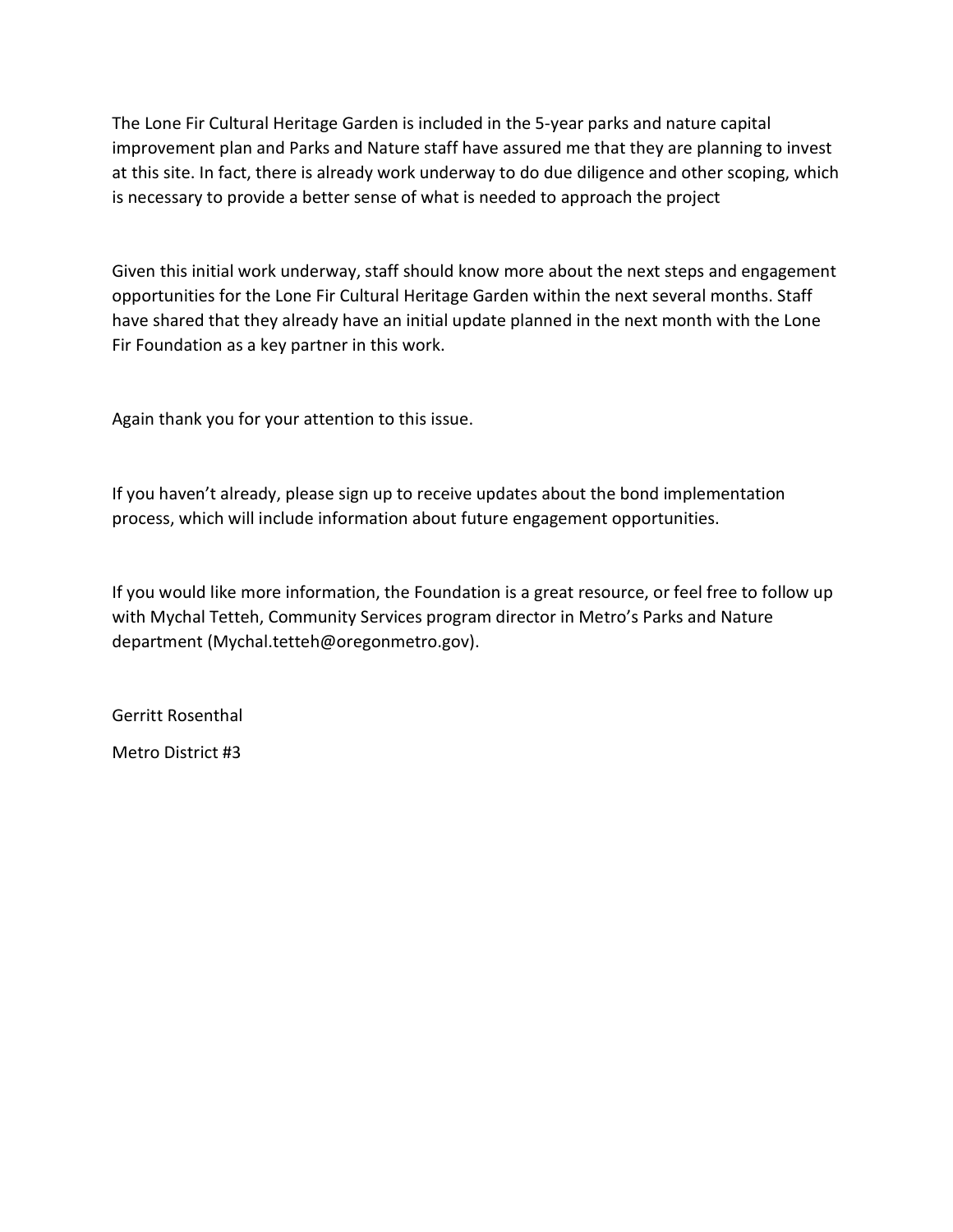The Lone Fir Cultural Heritage Garden is included in the 5-year parks and nature capital improvement plan and Parks and Nature staff have assured me that they are planning to invest at this site. In fact, there is already work underway to do due diligence and other scoping, which is necessary to provide a better sense of what is needed to approach the project

Given this initial work underway, staff should know more about the next steps and engagement opportunities for the Lone Fir Cultural Heritage Garden within the next several months. Staff have shared that they already have an initial update planned in the next month with the Lone Fir Foundation as a key partner in this work.

Again thank you for your attention to this issue.

If you haven't already, please sign up to receive updates about the bond implementation process, which will include information about future engagement opportunities.

If you would like more information, the Foundation is a great resource, or feel free to follow up with Mychal Tetteh, Community Services program director in Metro's Parks and Nature department (Mychal.tetteh@oregonmetro.gov).

Gerritt Rosenthal

Metro District #3